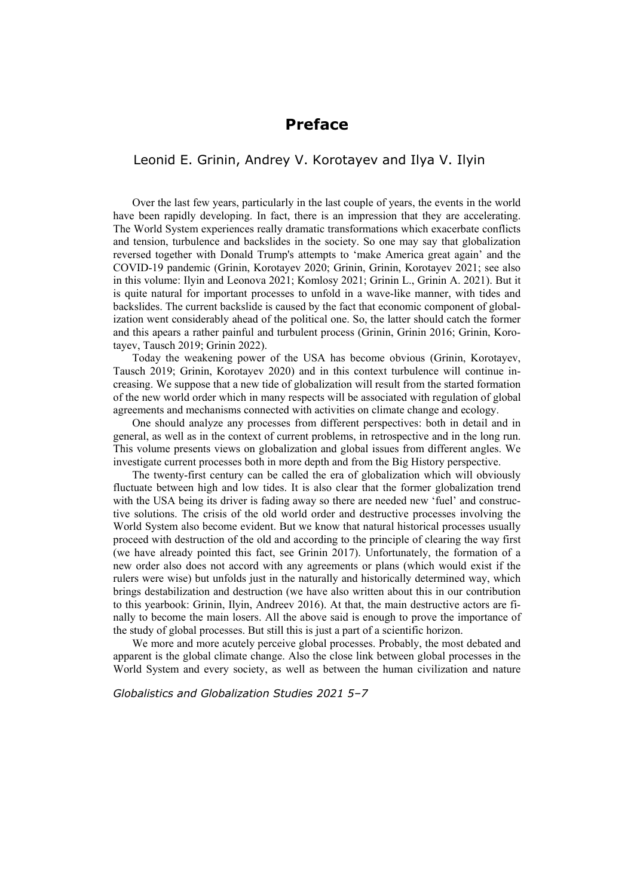# Preface

## Leonid E. Grinin, Andrey V. Korotayev and Ilya V. Ilyin

Over the last few years, particularly in the last couple of years, the events in the world have been rapidly developing. In fact, there is an impression that they are accelerating. The World System experiences really dramatic transformations which exacerbate conflicts and tension, turbulence and backslides in the society. So one may say that globalization reversed together with Donald Trump's attempts to 'make America great again' and the COVID-19 pandemic (Grinin, Korotayev 2020; Grinin, Grinin, Korotayev 2021; see also in this volume: Ilyin and Leonova 2021; Komlosy 2021; Grinin L., Grinin A. 2021). But it is quite natural for important processes to unfold in a wave-like manner, with tides and backslides. The current backslide is caused by the fact that economic component of globalization went considerably ahead of the political one. So, the latter should catch the former and this apears a rather painful and turbulent process (Grinin, Grinin 2016; Grinin, Korotayev, Tausch 2019; Grinin 2022).

Today the weakening power of the USA has become obvious (Grinin, Korotayev, Tausch 2019; Grinin, Korotayev 2020) and in this context turbulence will continue increasing. We suppose that a new tide of globalization will result from the started formation of the new world order which in many respects will be associated with regulation of global agreements and mechanisms connected with activities on climate change and ecology.

One should analyze any processes from different perspectives: both in detail and in general, as well as in the context of current problems, in retrospective and in the long run. This volume presents views on globalization and global issues from different angles. We investigate current processes both in more depth and from the Big History perspective.

The twenty-first century can be called the era of globalization which will obviously fluctuate between high and low tides. It is also clear that the former globalization trend with the USA being its driver is fading away so there are needed new 'fuel' and constructive solutions. The crisis of the old world order and destructive processes involving the World System also become evident. But we know that natural historical processes usually proceed with destruction of the old and according to the principle of clearing the way first (we have already pointed this fact, see Grinin 2017). Unfortunately, the formation of a new order also does not accord with any agreements or plans (which would exist if the rulers were wise) but unfolds just in the naturally and historically determined way, which brings destabilization and destruction (we have also written about this in our contribution to this yearbook: Grinin, Ilyin, Andreev 2016). At that, the main destructive actors are finally to become the main losers. All the above said is enough to prove the importance of the study of global processes. But still this is just a part of a scientific horizon.

We more and more acutely perceive global processes. Probably, the most debated and apparent is the global climate change. Also the close link between global processes in the World System and every society, as well as between the human civilization and nature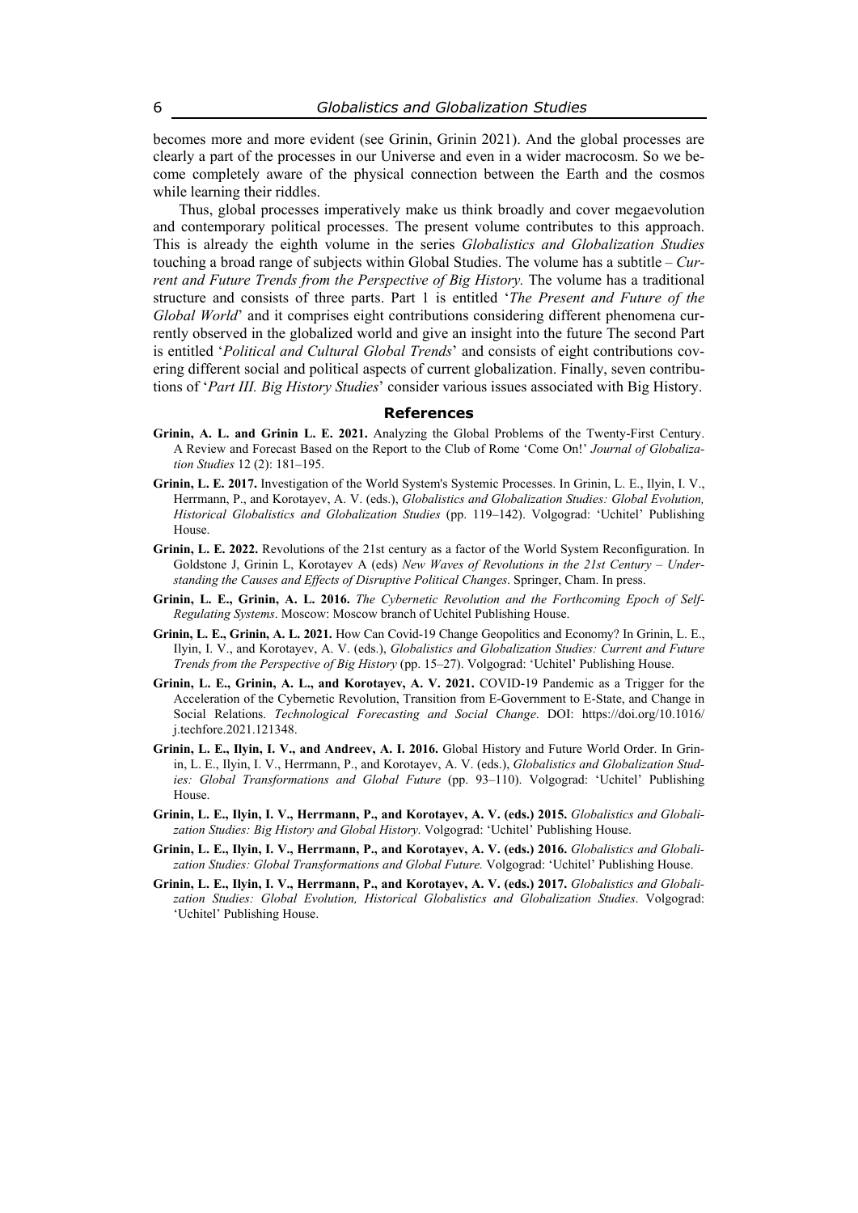becomes more and more evident (see Grinin, Grinin 2021). And the global processes are clearly a part of the processes in our Universe and even in a wider macrocosm. So we become completely aware of the physical connection between the Earth and the cosmos while learning their riddles.

Thus, global processes imperatively make us think broadly and cover megaevolution and contemporary political processes. The present volume contributes to this approach. This is already the eighth volume in the series *Globalistics and Globalization Studies* touching a broad range of subjects within Global Studies. The volume has a subtitle – *Current and Future Trends from the Perspective of Big History.* The volume has a traditional structure and consists of three parts. Part 1 is entitled '*The Present and Future of the Global World*' and it comprises eight contributions considering different phenomena currently observed in the globalized world and give an insight into the future The second Part is entitled '*Political and Cultural Global Trends*' and consists of eight contributions covering different social and political aspects of current globalization. Finally, seven contributions of '*Part III. Big History Studies*' consider various issues associated with Big History.

## References

**Grinin, A. L. and Grinin L. E. 2021.** Analyzing the Global Problems of the Twenty-First Century. A Review and Forecast Based on the Report to the Club of Rome 'Come On!' *Journal of Globalization Studies* 12 (2): 181–195.

**Grinin, L. E. 2017.** Investigation of the World System's Systemic Processes. In Grinin, L. E., Ilyin, I. V., Herrmann, P., and Korotayev, A. V. (eds.), *Globalistics and Globalization Studies: Global Evolution, Historical Globalistics and Globalization Studies* (pp. 119–142). Volgograd: 'Uchitel' Publishing House.

**Grinin, L. E. 2022.** Revolutions of the 21st century as a factor of the World System Reconfiguration. In Goldstone J, Grinin L, Korotayev A (eds) *New Waves of Revolutions in the 21st Century – Understanding the Causes and Effects of Disruptive Political Changes*. Springer, Cham. In press.

**Grinin, L. E., Grinin, A. L. 2016.** *The Cybernetic Revolution and the Forthcoming Epoch of Self-Regulating Systems*. Moscow: Moscow branch of Uchitel Publishing House.

**Grinin, L. E., Grinin, A. L. 2021.** How Can Covid-19 Change Geopolitics and Economy? In Grinin, L. E., Ilyin, I. V., and Korotayev, A. V. (eds.), *Globalistics and Globalization Studies: Current and Future Trends from the Perspective of Big History* (pp. 15–27). Volgograd: 'Uchitel' Publishing House.

**Grinin, L. E., Grinin, A. L., and Korotayev, A. V. 2021.** COVID-19 Pandemic as a Trigger for the Acceleration of the Cybernetic Revolution, Transition from E-Government to E-State, and Change in Social Relations. *Technological Forecasting and Social Change*. DOI: https://doi.org/10.1016/j.techfore.2021.121348.

**Grinin, L. E., Ilyin, I. V., and Andreev, A. I. 2016.** Global History and Future World Order. In Grinin, L. E., Ilyin, I. V., Herrmann, P., and Korotayev, A. V. (eds.), *Globalistics and Globalization Studies: Global Transformations and Global Future* (pp. 93–110). Volgograd: 'Uchitel' Publishing House.

**Grinin, L. E., Ilyin, I. V., Herrmann, P., and Korotayev, A. V. (eds.) 2015.** *Globalistics and Globalization Studies: Big History and Global History*. Volgograd: 'Uchitel' Publishing House.

**Grinin, L. E., Ilyin, I. V., Herrmann, P., and Korotayev, A. V. (eds.) 2016.** *Globalistics and Globalization Studies: Global Transformations and Global Future.* Volgograd: 'Uchitel' Publishing House.

**Grinin, L. E., Ilyin, I. V., Herrmann, P., and Korotayev, A. V. (eds.) 2017.** *Globalistics and Globalization Studies: Global Evolution, Historical Globalistics and Globalization Studies*. Volgograd: 'Uchitel' Publishing House.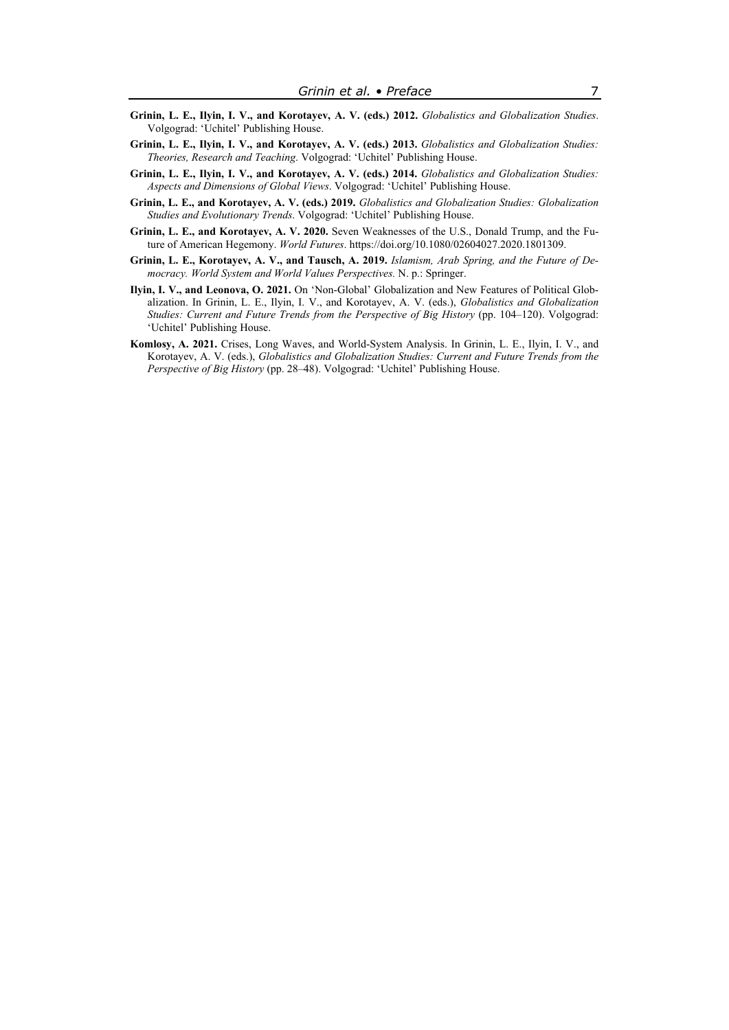**Grinin, L. E., Ilyin, I. V., and Korotayev, A. V. (eds.) 2012.** *Globalistics and Globalization Studies*. Volgograd: 'Uchitel' Publishing House.

**Grinin, L. E., Ilyin, I. V., and Korotayev, A. V. (eds.) 2013.** *Globalistics and Globalization Studies: Theories, Research and Teaching*. Volgograd: 'Uchitel' Publishing House.

**Grinin, L. E., Ilyin, I. V., and Korotayev, A. V. (eds.) 2014.** *Globalistics and Globalization Studies: Aspects and Dimensions of Global Views*. Volgograd: 'Uchitel' Publishing House.

**Grinin, L. E., and Korotayev, A. V. (eds.) 2019.** *Globalistics and Globalization Studies: Globalization Studies and Evolutionary Trends*. Volgograd: 'Uchitel' Publishing House.

**Grinin, L. E., and Korotayev, A. V. 2020.** Seven Weaknesses of the U.S., Donald Trump, and the Future of American Hegemony. *World Futures*. https://doi.org/10.1080/02604027.2020.1801309.

**Grinin, L. E., Korotayev, A. V., and Tausch, A. 2019.** *Islamism, Arab Spring, and the Future of Democracy. World System and World Values Perspectives.* N. p.: Springer.

**Ilyin, I. V., and Leonova, O. 2021.** On 'Non-Global' Globalization and New Features of Political Globalization. In Grinin, L. E., Ilyin, I. V., and Korotayev, A. V. (eds.), *Globalistics and Globalization Studies: Current and Future Trends from the Perspective of Big History* (pp. 104–120). Volgograd: 'Uchitel' Publishing House.

**Komlosy, A. 2021.** Crises, Long Waves, and World-System Analysis. In Grinin, L. E., Ilyin, I. V., and Korotayev, A. V. (eds.), *Globalistics and Globalization Studies: Current and Future Trends from the Perspective of Big History* (pp. 28–48). Volgograd: 'Uchitel' Publishing House.